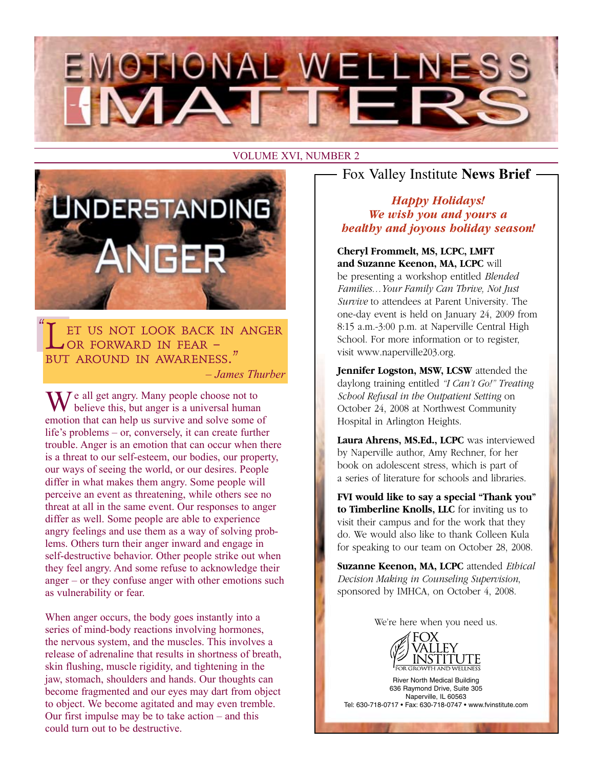# EMOTIONAL WELLNESS MATTERS

VOLUME XVI, NUMBER 2

## Understanding Anger

> "Let us not look back in anger or forward in fear – but around in awareness."
>
> – *James Thurber*

We all get angry. Many people choose not to believe this, but anger is a universal human emotion that can help us survive and solve some of life's problems – or, conversely, it can create further trouble. Anger is an emotion that can occur when there is a threat to our self-esteem, our bodies, our property, our ways of seeing the world, or our desires. People differ in what makes them angry. Some people will perceive an event as threatening, while others see no threat at all in the same event. Our responses to anger differ as well. Some people are able to experience angry feelings and use them as a way of solving problems. Others turn their anger inward and engage in self-destructive behavior. Other people strike out when they feel angry. And some refuse to acknowledge their anger – or they confuse anger with other emotions such as vulnerability or fear.

When anger occurs, the body goes instantly into a series of mind-body reactions involving hormones, the nervous system, and the muscles. This involves a release of adrenaline that results in shortness of breath, skin flushing, muscle rigidity, and tightening in the jaw, stomach, shoulders and hands. Our thoughts can become fragmented and our eyes may dart from object to object. We become agitated and may even tremble. Our first impulse may be to take action – and this could turn out to be destructive.

## Fox Valley Institute **News Brief**

***Happy Holidays!***
***We wish you and yours a healthy and joyous holiday season!***

**Cheryl Frommelt, MS, LCPC, LMFT and Suzanne Keenon, MA, LCPC** will be presenting a workshop entitled *Blended Families…Your Family Can Thrive, Not Just Survive* to attendees at Parent University. The one-day event is held on January 24, 2009 from 8:15 a.m.-3:00 p.m. at Naperville Central High School. For more information or to register, visit www.naperville203.org.

**Jennifer Logston, MSW, LCSW** attended the daylong training entitled *"I Can't Go!" Treating School Refusal in the Outpatient Setting* on October 24, 2008 at Northwest Community Hospital in Arlington Heights.

**Laura Ahrens, MS.Ed., LCPC** was interviewed by Naperville author, Amy Rechner, for her book on adolescent stress, which is part of a series of literature for schools and libraries.

**FVI would like to say a special "Thank you" to Timberline Knolls, LLC** for inviting us to visit their campus and for the work that they do. We would also like to thank Colleen Kula for speaking to our team on October 28, 2008.

**Suzanne Keenon, MA, LCPC** attended *Ethical Decision Making in Counseling Supervision*, sponsored by IMHCA, on October 4, 2008.

We're here when you need us.

FOX VALLEY INSTITUTE
FOR GROWTH AND WELLNESS

River North Medical Building
636 Raymond Drive, Suite 305
Naperville, IL 60563
Tel: 630-718-0717 • Fax: 630-718-0747 • www.fvinstitute.com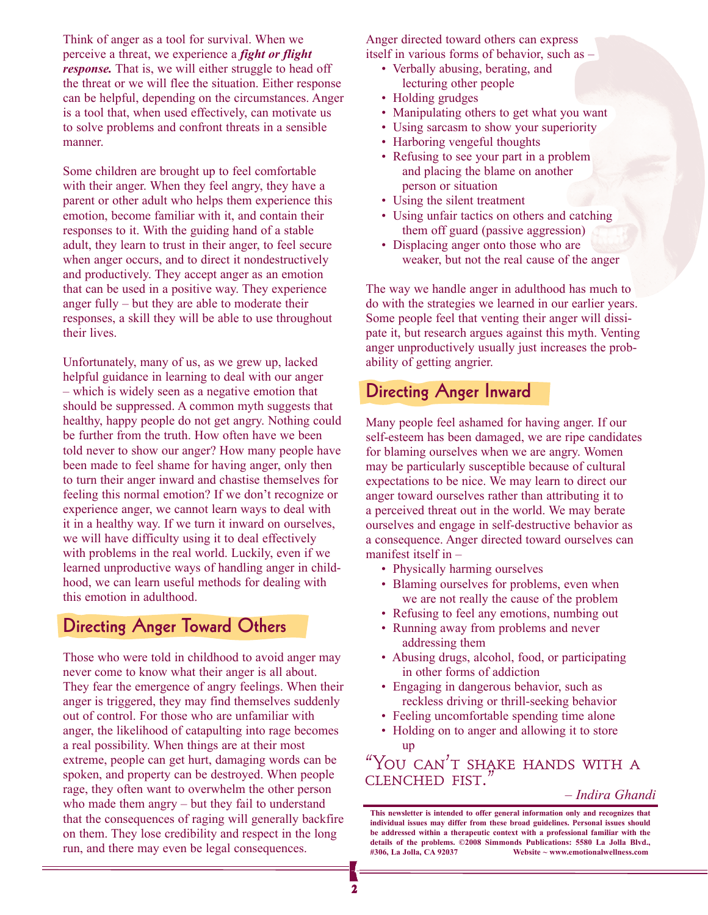Think of anger as a tool for survival. When we perceive a threat, we experience a ***fight or flight response.*** That is, we will either struggle to head off the threat or we will flee the situation. Either response can be helpful, depending on the circumstances. Anger is a tool that, when used effectively, can motivate us to solve problems and confront threats in a sensible manner.

Some children are brought up to feel comfortable with their anger. When they feel angry, they have a parent or other adult who helps them experience this emotion, become familiar with it, and contain their responses to it. With the guiding hand of a stable adult, they learn to trust in their anger, to feel secure when anger occurs, and to direct it nondestructively and productively. They accept anger as an emotion that can be used in a positive way. They experience anger fully – but they are able to moderate their responses, a skill they will be able to use throughout their lives.

Unfortunately, many of us, as we grew up, lacked helpful guidance in learning to deal with our anger – which is widely seen as a negative emotion that should be suppressed. A common myth suggests that healthy, happy people do not get angry. Nothing could be further from the truth. How often have we been told never to show our anger? How many people have been made to feel shame for having anger, only then to turn their anger inward and chastise themselves for feeling this normal emotion? If we don't recognize or experience anger, we cannot learn ways to deal with it in a healthy way. If we turn it inward on ourselves, we will have difficulty using it to deal effectively with problems in the real world. Luckily, even if we learned unproductive ways of handling anger in childhood, we can learn useful methods for dealing with this emotion in adulthood.

## Directing Anger Toward Others

Those who were told in childhood to avoid anger may never come to know what their anger is all about. They fear the emergence of angry feelings. When their anger is triggered, they may find themselves suddenly out of control. For those who are unfamiliar with anger, the likelihood of catapulting into rage becomes a real possibility. When things are at their most extreme, people can get hurt, damaging words can be spoken, and property can be destroyed. When people rage, they often want to overwhelm the other person who made them angry – but they fail to understand that the consequences of raging will generally backfire on them. They lose credibility and respect in the long run, and there may even be legal consequences.

Anger directed toward others can express itself in various forms of behavior, such as –

- Verbally abusing, berating, and lecturing other people
- Holding grudges
- Manipulating others to get what you want
- Using sarcasm to show your superiority
- Harboring vengeful thoughts
- Refusing to see your part in a problem and placing the blame on another person or situation
- Using the silent treatment
- Using unfair tactics on others and catching them off guard (passive aggression)
- Displacing anger onto those who are weaker, but not the real cause of the anger

The way we handle anger in adulthood has much to do with the strategies we learned in our earlier years. Some people feel that venting their anger will dissipate it, but research argues against this myth. Venting anger unproductively usually just increases the probability of getting angrier.

## Directing Anger Inward

Many people feel ashamed for having anger. If our self-esteem has been damaged, we are ripe candidates for blaming ourselves when we are angry. Women may be particularly susceptible because of cultural expectations to be nice. We may learn to direct our anger toward ourselves rather than attributing it to a perceived threat out in the world. We may berate ourselves and engage in self-destructive behavior as a consequence. Anger directed toward ourselves can manifest itself in –

- Physically harming ourselves
- Blaming ourselves for problems, even when we are not really the cause of the problem
- Refusing to feel any emotions, numbing out
- Running away from problems and never addressing them
- Abusing drugs, alcohol, food, or participating in other forms of addiction
- Engaging in dangerous behavior, such as reckless driving or thrill-seeking behavior
- Feeling uncomfortable spending time alone
- Holding on to anger and allowing it to store up

"You can't shake hands with a clenched fist."

*– Indira Ghandi*

**This newsletter is intended to offer general information only and recognizes that individual issues may differ from these broad guidelines. Personal issues should be addressed within a therapeutic context with a professional familiar with the details of the problems. ©2008 Simmonds Publications: 5580 La Jolla Blvd., #306, La Jolla, CA 92037 Website ~ www.emotionalwellness.com**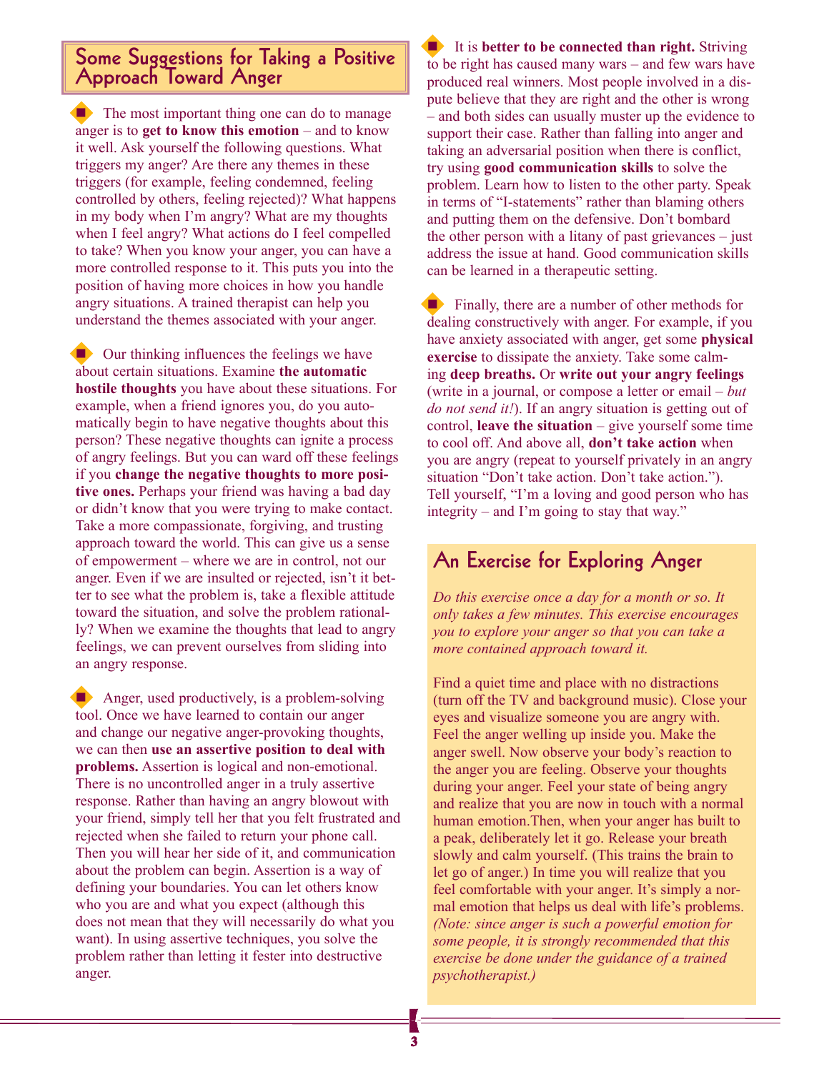## Some Suggestions for Taking a Positive Approach Toward Anger

- The most important thing one can do to manage anger is to **get to know this emotion** – and to know it well. Ask yourself the following questions. What triggers my anger? Are there any themes in these triggers (for example, feeling condemned, feeling controlled by others, feeling rejected)? What happens in my body when I'm angry? What are my thoughts when I feel angry? What actions do I feel compelled to take? When you know your anger, you can have a more controlled response to it. This puts you into the position of having more choices in how you handle angry situations. A trained therapist can help you understand the themes associated with your anger.

- Our thinking influences the feelings we have about certain situations. Examine **the automatic hostile thoughts** you have about these situations. For example, when a friend ignores you, do you automatically begin to have negative thoughts about this person? These negative thoughts can ignite a process of angry feelings. But you can ward off these feelings if you **change the negative thoughts to more positive ones.** Perhaps your friend was having a bad day or didn't know that you were trying to make contact. Take a more compassionate, forgiving, and trusting approach toward the world. This can give us a sense of empowerment – where we are in control, not our anger. Even if we are insulted or rejected, isn't it better to see what the problem is, take a flexible attitude toward the situation, and solve the problem rationally? When we examine the thoughts that lead to angry feelings, we can prevent ourselves from sliding into an angry response.

- Anger, used productively, is a problem-solving tool. Once we have learned to contain our anger and change our negative anger-provoking thoughts, we can then **use an assertive position to deal with problems.** Assertion is logical and non-emotional. There is no uncontrolled anger in a truly assertive response. Rather than having an angry blowout with your friend, simply tell her that you felt frustrated and rejected when she failed to return your phone call. Then you will hear her side of it, and communication about the problem can begin. Assertion is a way of defining your boundaries. You can let others know who you are and what you expect (although this does not mean that they will necessarily do what you want). In using assertive techniques, you solve the problem rather than letting it fester into destructive anger.

- It is **better to be connected than right.** Striving to be right has caused many wars – and few wars have produced real winners. Most people involved in a dispute believe that they are right and the other is wrong – and both sides can usually muster up the evidence to support their case. Rather than falling into anger and taking an adversarial position when there is conflict, try using **good communication skills** to solve the problem. Learn how to listen to the other party. Speak in terms of "I-statements" rather than blaming others and putting them on the defensive. Don't bombard the other person with a litany of past grievances – just address the issue at hand. Good communication skills can be learned in a therapeutic setting.

- Finally, there are a number of other methods for dealing constructively with anger. For example, if you have anxiety associated with anger, get some **physical exercise** to dissipate the anxiety. Take some calming **deep breaths.** Or **write out your angry feelings** (write in a journal, or compose a letter or email – *but do not send it!*). If an angry situation is getting out of control, **leave the situation** – give yourself some time to cool off. And above all, **don't take action** when you are angry (repeat to yourself privately in an angry situation "Don't take action. Don't take action."). Tell yourself, "I'm a loving and good person who has integrity – and I'm going to stay that way."

## An Exercise for Exploring Anger

*Do this exercise once a day for a month or so. It only takes a few minutes. This exercise encourages you to explore your anger so that you can take a more contained approach toward it.*

Find a quiet time and place with no distractions (turn off the TV and background music). Close your eyes and visualize someone you are angry with. Feel the anger welling up inside you. Make the anger swell. Now observe your body's reaction to the anger you are feeling. Observe your thoughts during your anger. Feel your state of being angry and realize that you are now in touch with a normal human emotion.Then, when your anger has built to a peak, deliberately let it go. Release your breath slowly and calm yourself. (This trains the brain to let go of anger.) In time you will realize that you feel comfortable with your anger. It's simply a normal emotion that helps us deal with life's problems. *(Note: since anger is such a powerful emotion for some people, it is strongly recommended that this exercise be done under the guidance of a trained psychotherapist.)*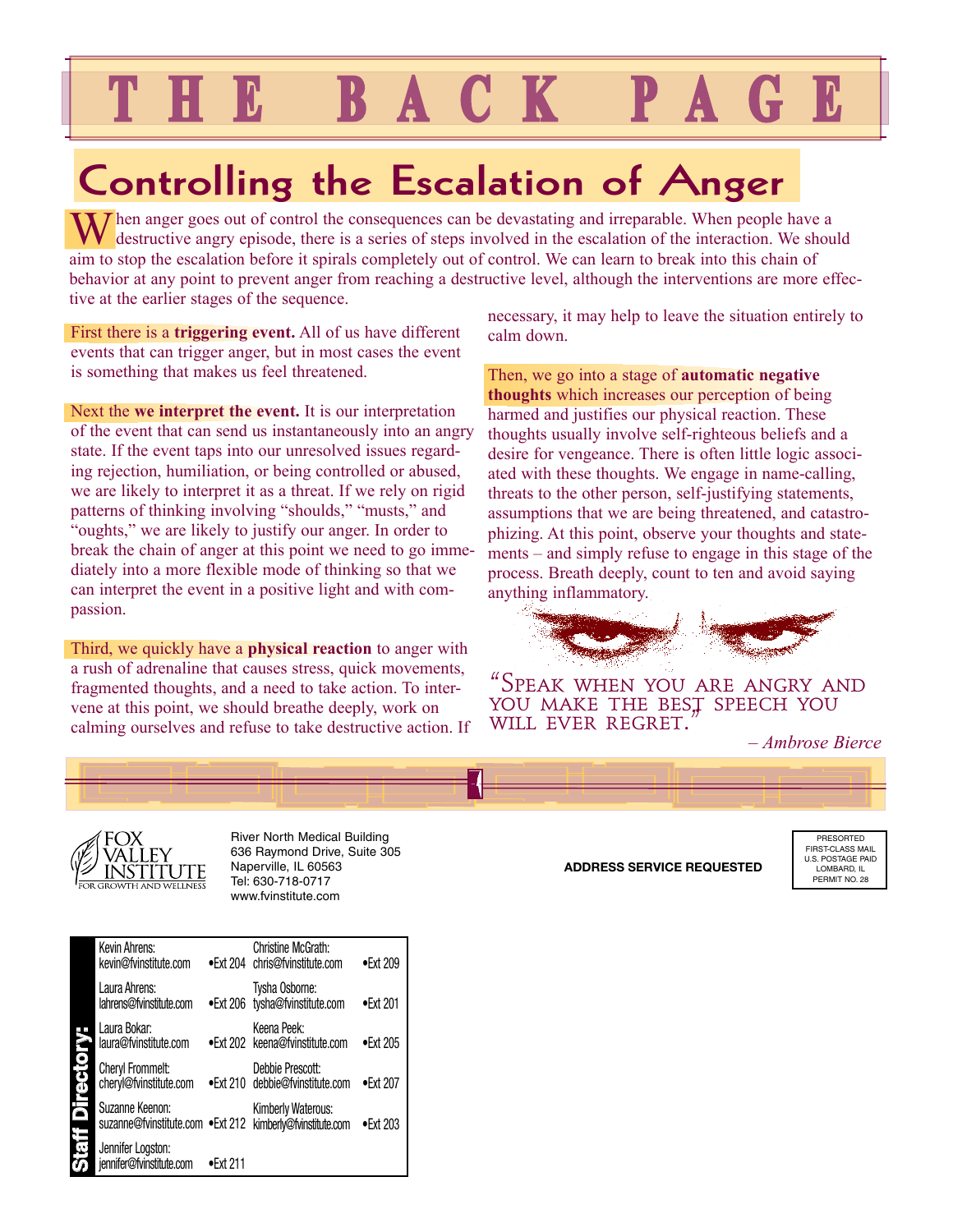# THE BACK PAGE

## Controlling the Escalation of Anger

When anger goes out of control the consequences can be devastating and irreparable. When people have a destructive angry episode, there is a series of steps involved in the escalation of the interaction. We should aim to stop the escalation before it spirals completely out of control. We can learn to break into this chain of behavior at any point to prevent anger from reaching a destructive level, although the interventions are more effective at the earlier stages of the sequence.

First there is a **triggering event.** All of us have different events that can trigger anger, but in most cases the event is something that makes us feel threatened.

Next the **we interpret the event.** It is our interpretation of the event that can send us instantaneously into an angry state. If the event taps into our unresolved issues regarding rejection, humiliation, or being controlled or abused, we are likely to interpret it as a threat. If we rely on rigid patterns of thinking involving "shoulds," "musts," and "oughts," we are likely to justify our anger. In order to break the chain of anger at this point we need to go immediately into a more flexible mode of thinking so that we can interpret the event in a positive light and with compassion.

Third, we quickly have a **physical reaction** to anger with a rush of adrenaline that causes stress, quick movements, fragmented thoughts, and a need to take action. To intervene at this point, we should breathe deeply, work on calming ourselves and refuse to take destructive action. If necessary, it may help to leave the situation entirely to calm down.

Then, we go into a stage of **automatic negative thoughts** which increases our perception of being harmed and justifies our physical reaction. These thoughts usually involve self-righteous beliefs and a desire for vengeance. There is often little logic associated with these thoughts. We engage in name-calling, threats to the other person, self-justifying statements, assumptions that we are being threatened, and catastrophizing. At this point, observe your thoughts and statements – and simply refuse to engage in this stage of the process. Breath deeply, count to ten and avoid saying anything inflammatory.

"Speak when you are angry and you make the best speech you will ever regret."

*– Ambrose Bierce*

FOX VALLEY INSTITUTE FOR GROWTH AND WELLNESS

River North Medical Building
636 Raymond Drive, Suite 305
Naperville, IL 60563
Tel: 630-718-0717
www.fvinstitute.com

ADDRESS SERVICE REQUESTED

PRESORTED
FIRST-CLASS MAIL
U.S. POSTAGE PAID
LOMBARD, IL
PERMIT NO. 28

**Staff Directory:**

| | | | |
|---|---|---|---|
| Kevin Ahrens: kevin@fvinstitute.com | •Ext 204 | Christine McGrath: chris@fvinstitute.com | •Ext 209 |
| Laura Ahrens: lahrens@fvinstitute.com | •Ext 206 | Tysha Osborne: tysha@fvinstitute.com | •Ext 201 |
| Laura Bokar: laura@fvinstitute.com | •Ext 202 | Keena Peek: keena@fvinstitute.com | •Ext 205 |
| Cheryl Frommelt: cheryl@fvinstitute.com | •Ext 210 | Debbie Prescott: debbie@fvinstitute.com | •Ext 207 |
| Suzanne Keenon: suzanne@fvinstitute.com | •Ext 212 | Kimberly Waterous: kimberly@fvinstitute.com | •Ext 203 |
| Jennifer Logston: jennifer@fvinstitute.com | •Ext 211 | | |